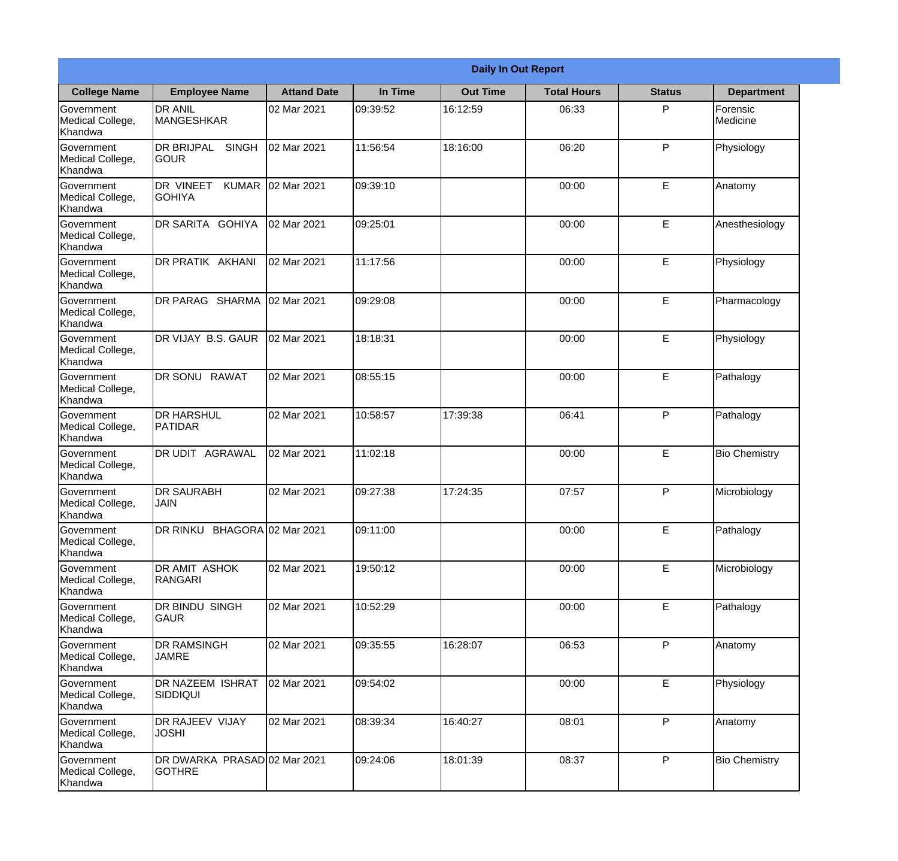| Daily In Out Report | | | | | | | |
|---|---|---|---|---|---|---|---|
| **College Name** | **Employee Name** | **Attand Date** | **In Time** | **Out Time** | **Total Hours** | **Status** | **Department** |
| Government Medical College, Khandwa | DR ANIL MANGESHKAR | 02 Mar 2021 | 09:39:52 | 16:12:59 | 06:33 | P | Forensic Medicine |
| Government Medical College, Khandwa | DR BRIJPAL SINGH GOUR | 02 Mar 2021 | 11:56:54 | 18:16:00 | 06:20 | P | Physiology |
| Government Medical College, Khandwa | DR VINEET KUMAR GOHIYA | 02 Mar 2021 | 09:39:10 | | 00:00 | E | Anatomy |
| Government Medical College, Khandwa | DR SARITA GOHIYA | 02 Mar 2021 | 09:25:01 | | 00:00 | E | Anesthesiology |
| Government Medical College, Khandwa | DR PRATIK AKHANI | 02 Mar 2021 | 11:17:56 | | 00:00 | E | Physiology |
| Government Medical College, Khandwa | DR PARAG SHARMA | 02 Mar 2021 | 09:29:08 | | 00:00 | E | Pharmacology |
| Government Medical College, Khandwa | DR VIJAY B.S. GAUR | 02 Mar 2021 | 18:18:31 | | 00:00 | E | Physiology |
| Government Medical College, Khandwa | DR SONU RAWAT | 02 Mar 2021 | 08:55:15 | | 00:00 | E | Pathalogy |
| Government Medical College, Khandwa | DR HARSHUL PATIDAR | 02 Mar 2021 | 10:58:57 | 17:39:38 | 06:41 | P | Pathalogy |
| Government Medical College, Khandwa | DR UDIT AGRAWAL | 02 Mar 2021 | 11:02:18 | | 00:00 | E | Bio Chemistry |
| Government Medical College, Khandwa | DR SAURABH JAIN | 02 Mar 2021 | 09:27:38 | 17:24:35 | 07:57 | P | Microbiology |
| Government Medical College, Khandwa | DR RINKU BHAGORA | 02 Mar 2021 | 09:11:00 | | 00:00 | E | Pathalogy |
| Government Medical College, Khandwa | DR AMIT ASHOK RANGARI | 02 Mar 2021 | 19:50:12 | | 00:00 | E | Microbiology |
| Government Medical College, Khandwa | DR BINDU SINGH GAUR | 02 Mar 2021 | 10:52:29 | | 00:00 | E | Pathalogy |
| Government Medical College, Khandwa | DR RAMSINGH JAMRE | 02 Mar 2021 | 09:35:55 | 16:28:07 | 06:53 | P | Anatomy |
| Government Medical College, Khandwa | DR NAZEEM ISHRAT SIDDIQUI | 02 Mar 2021 | 09:54:02 | | 00:00 | E | Physiology |
| Government Medical College, Khandwa | DR RAJEEV VIJAY JOSHI | 02 Mar 2021 | 08:39:34 | 16:40:27 | 08:01 | P | Anatomy |
| Government Medical College, Khandwa | DR DWARKA PRASAD GOTHRE | 02 Mar 2021 | 09:24:06 | 18:01:39 | 08:37 | P | Bio Chemistry |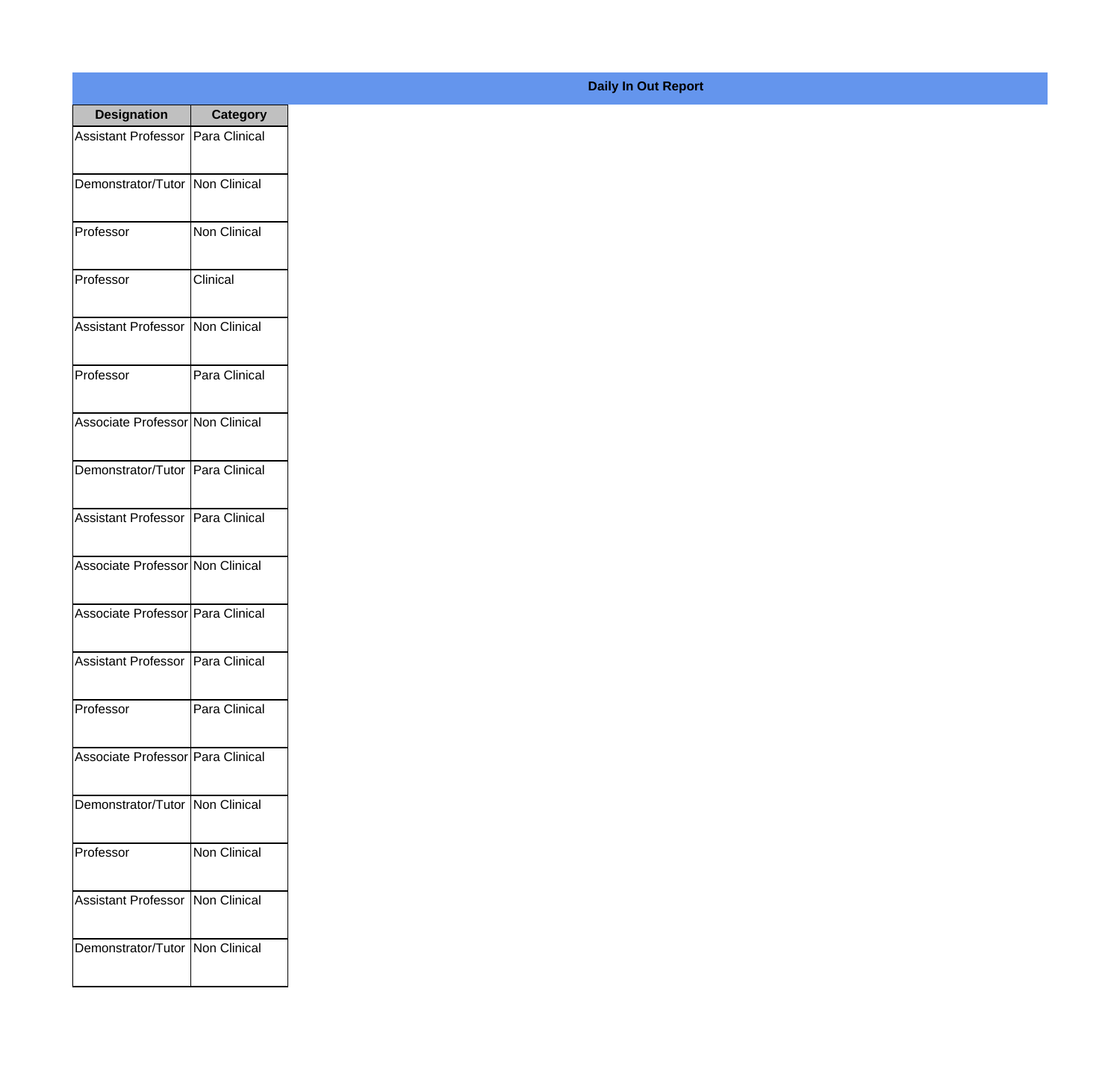## Daily In Out Report

| Designation | Category |
|---|---|
| Assistant Professor | Para Clinical |
| Demonstrator/Tutor | Non Clinical |
| Professor | Non Clinical |
| Professor | Clinical |
| Assistant Professor | Non Clinical |
| Professor | Para Clinical |
| Associate Professor | Non Clinical |
| Demonstrator/Tutor | Para Clinical |
| Assistant Professor | Para Clinical |
| Associate Professor | Non Clinical |
| Associate Professor | Para Clinical |
| Assistant Professor | Para Clinical |
| Professor | Para Clinical |
| Associate Professor | Para Clinical |
| Demonstrator/Tutor | Non Clinical |
| Professor | Non Clinical |
| Assistant Professor | Non Clinical |
| Demonstrator/Tutor | Non Clinical |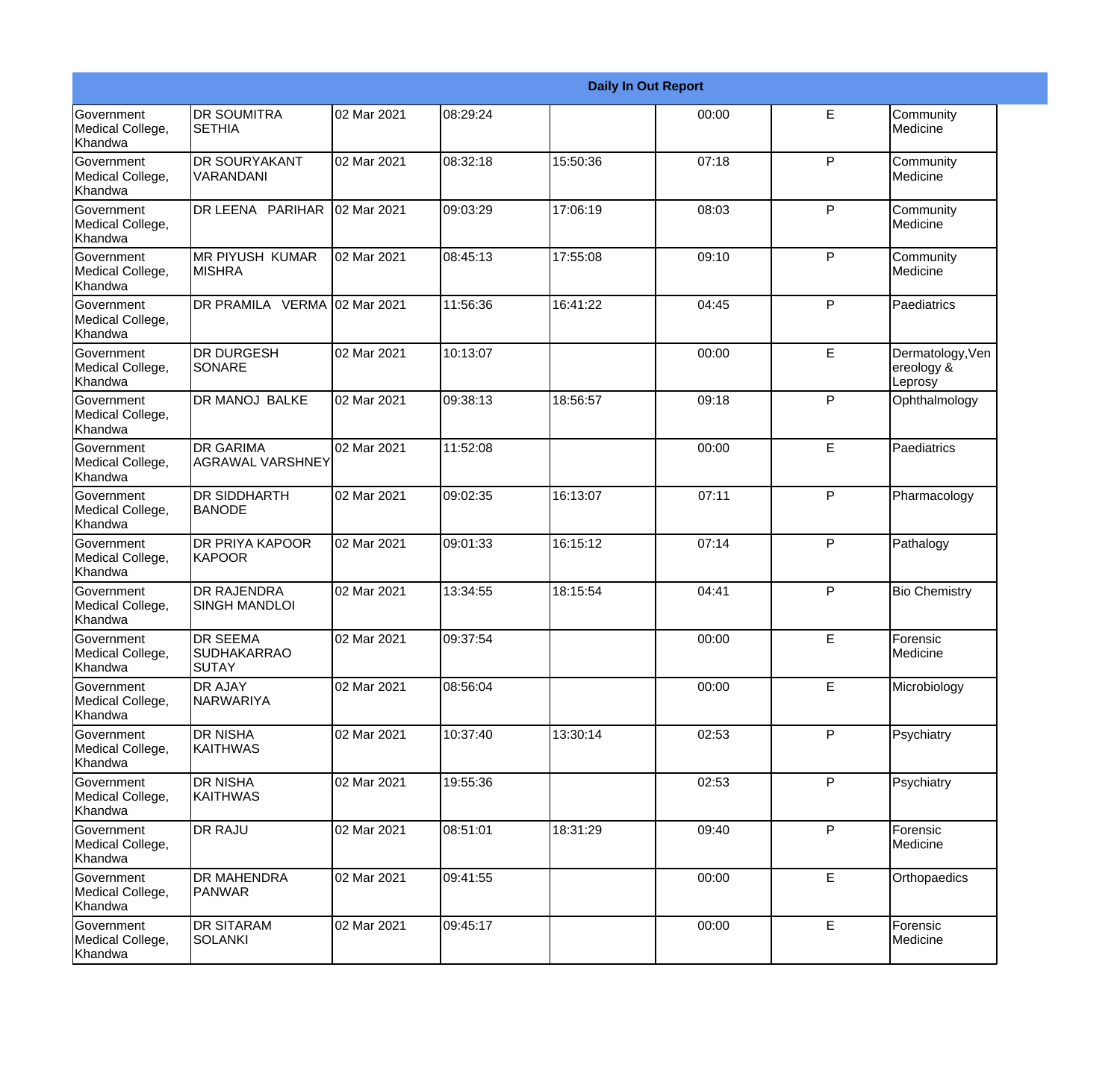| Daily In Out Report | | | | | | | |
|---|---|---|---|---|---|---|---|
| Government Medical College, Khandwa | DR SOUMITRA SETHIA | 02 Mar 2021 | 08:29:24 | | 00:00 | E | Community Medicine |
| Government Medical College, Khandwa | DR SOURYAKANT VARANDANI | 02 Mar 2021 | 08:32:18 | 15:50:36 | 07:18 | P | Community Medicine |
| Government Medical College, Khandwa | DR LEENA PARIHAR | 02 Mar 2021 | 09:03:29 | 17:06:19 | 08:03 | P | Community Medicine |
| Government Medical College, Khandwa | MR PIYUSH KUMAR MISHRA | 02 Mar 2021 | 08:45:13 | 17:55:08 | 09:10 | P | Community Medicine |
| Government Medical College, Khandwa | DR PRAMILA VERMA | 02 Mar 2021 | 11:56:36 | 16:41:22 | 04:45 | P | Paediatrics |
| Government Medical College, Khandwa | DR DURGESH SONARE | 02 Mar 2021 | 10:13:07 | | 00:00 | E | Dermatology,Venereology & Leprosy |
| Government Medical College, Khandwa | DR MANOJ BALKE | 02 Mar 2021 | 09:38:13 | 18:56:57 | 09:18 | P | Ophthalmology |
| Government Medical College, Khandwa | DR GARIMA AGRAWAL VARSHNEY | 02 Mar 2021 | 11:52:08 | | 00:00 | E | Paediatrics |
| Government Medical College, Khandwa | DR SIDDHARTH BANODE | 02 Mar 2021 | 09:02:35 | 16:13:07 | 07:11 | P | Pharmacology |
| Government Medical College, Khandwa | DR PRIYA KAPOOR KAPOOR | 02 Mar 2021 | 09:01:33 | 16:15:12 | 07:14 | P | Pathalogy |
| Government Medical College, Khandwa | DR RAJENDRA SINGH MANDLOI | 02 Mar 2021 | 13:34:55 | 18:15:54 | 04:41 | P | Bio Chemistry |
| Government Medical College, Khandwa | DR SEEMA SUDHAKARRAO SUTAY | 02 Mar 2021 | 09:37:54 | | 00:00 | E | Forensic Medicine |
| Government Medical College, Khandwa | DR AJAY NARWARIYA | 02 Mar 2021 | 08:56:04 | | 00:00 | E | Microbiology |
| Government Medical College, Khandwa | DR NISHA KAITHWAS | 02 Mar 2021 | 10:37:40 | 13:30:14 | 02:53 | P | Psychiatry |
| Government Medical College, Khandwa | DR NISHA KAITHWAS | 02 Mar 2021 | 19:55:36 | | 02:53 | P | Psychiatry |
| Government Medical College, Khandwa | DR RAJU | 02 Mar 2021 | 08:51:01 | 18:31:29 | 09:40 | P | Forensic Medicine |
| Government Medical College, Khandwa | DR MAHENDRA PANWAR | 02 Mar 2021 | 09:41:55 | | 00:00 | E | Orthopaedics |
| Government Medical College, Khandwa | DR SITARAM SOLANKI | 02 Mar 2021 | 09:45:17 | | 00:00 | E | Forensic Medicine |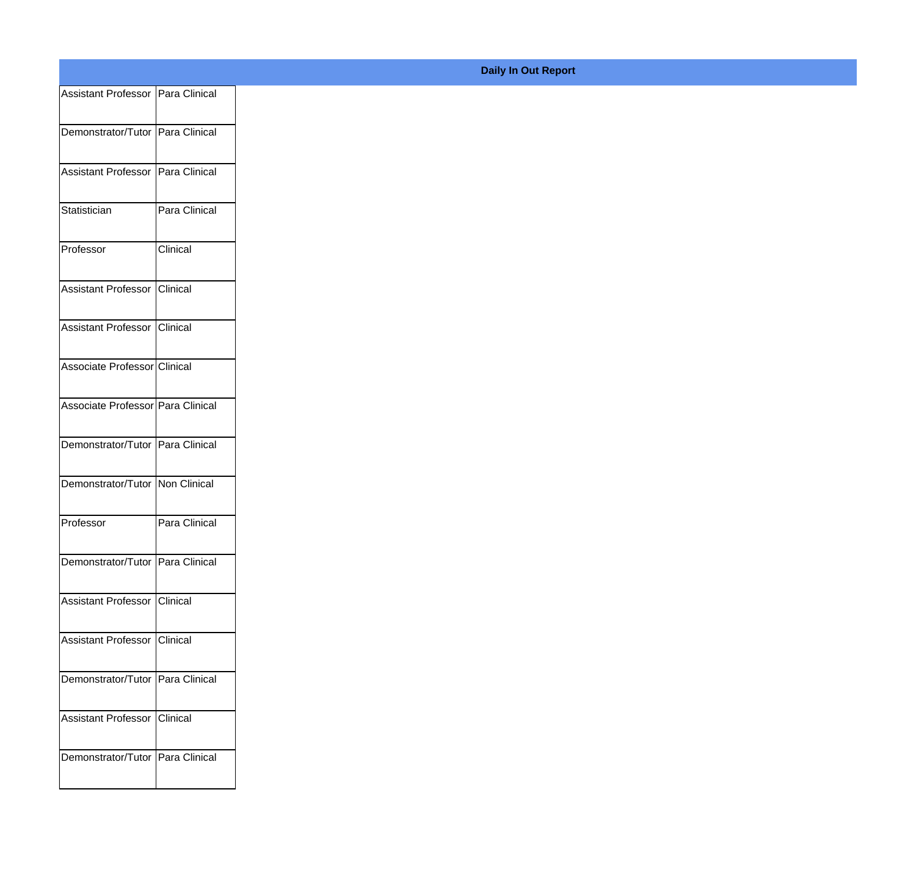| Daily In Out Report | |
|---|---|
| Assistant Professor | Para Clinical |
| Demonstrator/Tutor | Para Clinical |
| Assistant Professor | Para Clinical |
| Statistician | Para Clinical |
| Professor | Clinical |
| Assistant Professor | Clinical |
| Assistant Professor | Clinical |
| Associate Professor | Clinical |
| Associate Professor | Para Clinical |
| Demonstrator/Tutor | Para Clinical |
| Demonstrator/Tutor | Non Clinical |
| Professor | Para Clinical |
| Demonstrator/Tutor | Para Clinical |
| Assistant Professor | Clinical |
| Assistant Professor | Clinical |
| Demonstrator/Tutor | Para Clinical |
| Assistant Professor | Clinical |
| Demonstrator/Tutor | Para Clinical |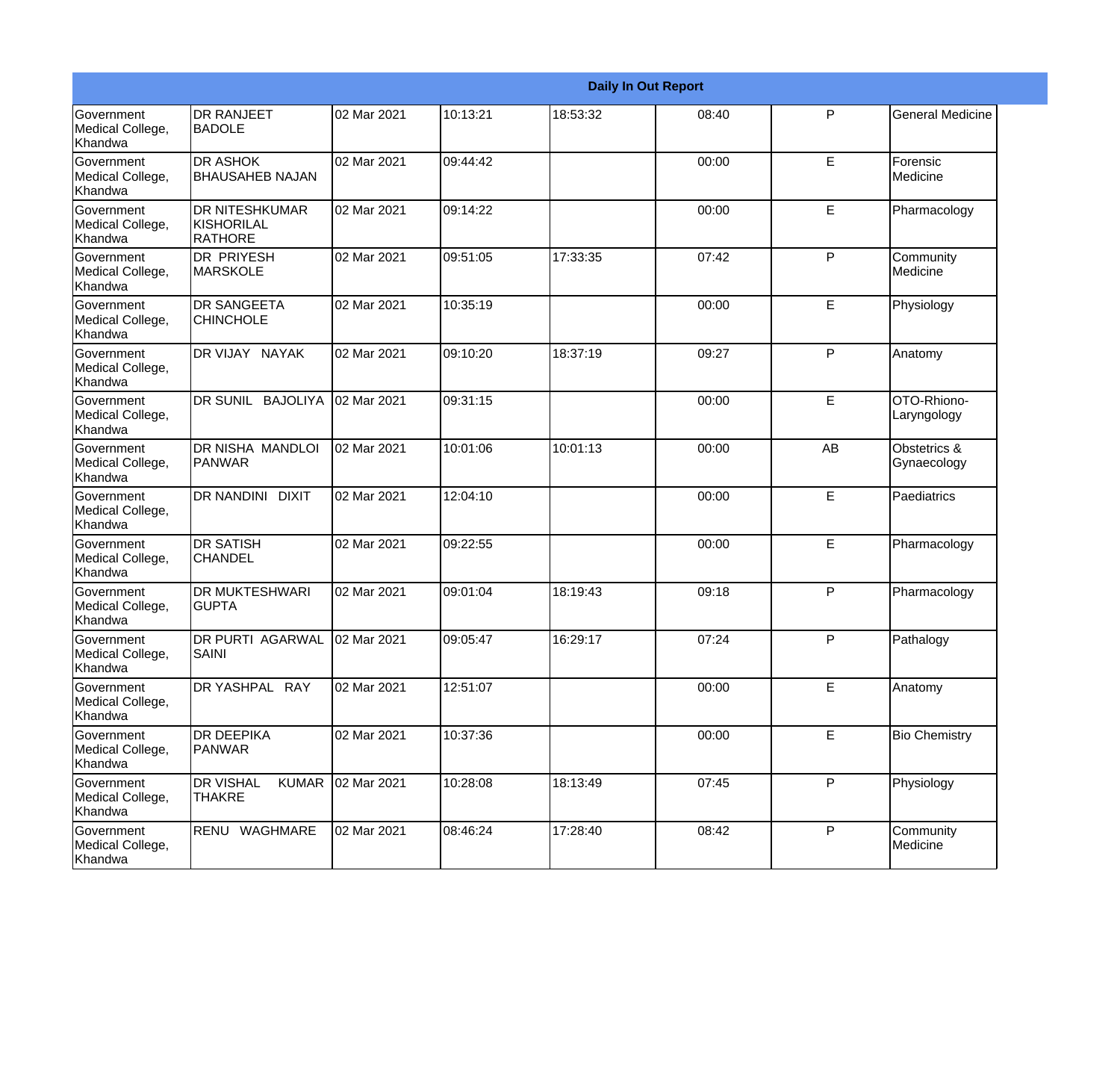| Daily In Out Report | | | | | | | |
|---|---|---|---|---|---|---|---|
| Government Medical College, Khandwa | DR RANJEET BADOLE | 02 Mar 2021 | 10:13:21 | 18:53:32 | 08:40 | P | General Medicine |
| Government Medical College, Khandwa | DR ASHOK BHAUSAHEB NAJAN | 02 Mar 2021 | 09:44:42 | | 00:00 | E | Forensic Medicine |
| Government Medical College, Khandwa | DR NITESHKUMAR KISHORILAL RATHORE | 02 Mar 2021 | 09:14:22 | | 00:00 | E | Pharmacology |
| Government Medical College, Khandwa | DR PRIYESH MARSKOLE | 02 Mar 2021 | 09:51:05 | 17:33:35 | 07:42 | P | Community Medicine |
| Government Medical College, Khandwa | DR SANGEETA CHINCHOLE | 02 Mar 2021 | 10:35:19 | | 00:00 | E | Physiology |
| Government Medical College, Khandwa | DR VIJAY NAYAK | 02 Mar 2021 | 09:10:20 | 18:37:19 | 09:27 | P | Anatomy |
| Government Medical College, Khandwa | DR SUNIL BAJOLIYA | 02 Mar 2021 | 09:31:15 | | 00:00 | E | OTO-Rhiono-Laryngology |
| Government Medical College, Khandwa | DR NISHA MANDLOI PANWAR | 02 Mar 2021 | 10:01:06 | 10:01:13 | 00:00 | AB | Obstetrics & Gynaecology |
| Government Medical College, Khandwa | DR NANDINI DIXIT | 02 Mar 2021 | 12:04:10 | | 00:00 | E | Paediatrics |
| Government Medical College, Khandwa | DR SATISH CHANDEL | 02 Mar 2021 | 09:22:55 | | 00:00 | E | Pharmacology |
| Government Medical College, Khandwa | DR MUKTESHWARI GUPTA | 02 Mar 2021 | 09:01:04 | 18:19:43 | 09:18 | P | Pharmacology |
| Government Medical College, Khandwa | DR PURTI AGARWAL SAINI | 02 Mar 2021 | 09:05:47 | 16:29:17 | 07:24 | P | Pathalogy |
| Government Medical College, Khandwa | DR YASHPAL RAY | 02 Mar 2021 | 12:51:07 | | 00:00 | E | Anatomy |
| Government Medical College, Khandwa | DR DEEPIKA PANWAR | 02 Mar 2021 | 10:37:36 | | 00:00 | E | Bio Chemistry |
| Government Medical College, Khandwa | DR VISHAL KUMAR THAKRE | 02 Mar 2021 | 10:28:08 | 18:13:49 | 07:45 | P | Physiology |
| Government Medical College, Khandwa | RENU WAGHMARE | 02 Mar 2021 | 08:46:24 | 17:28:40 | 08:42 | P | Community Medicine |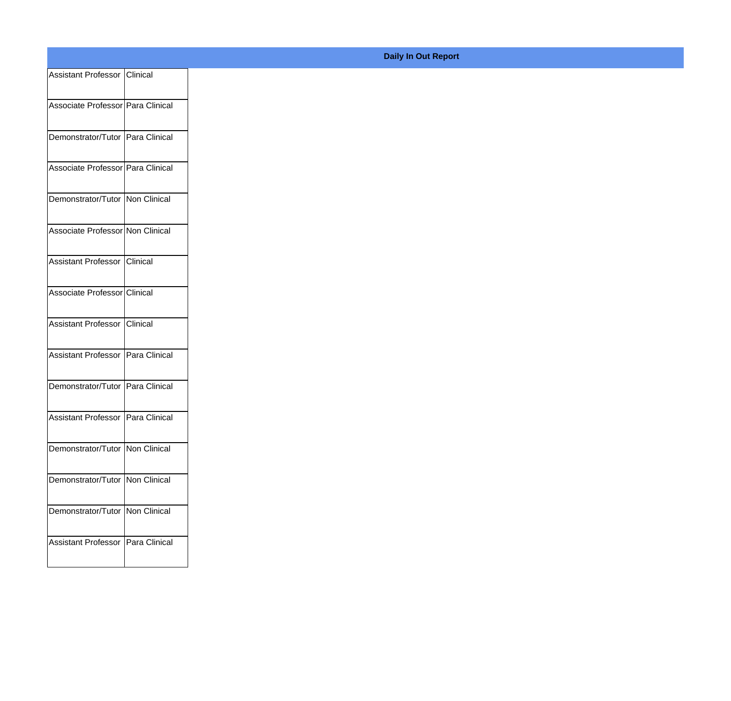**Daily In Out Report**

| | |
|---|---|
| Assistant Professor | Clinical |
| Associate Professor | Para Clinical |
| Demonstrator/Tutor | Para Clinical |
| Associate Professor | Para Clinical |
| Demonstrator/Tutor | Non Clinical |
| Associate Professor | Non Clinical |
| Assistant Professor | Clinical |
| Associate Professor | Clinical |
| Assistant Professor | Clinical |
| Assistant Professor | Para Clinical |
| Demonstrator/Tutor | Para Clinical |
| Assistant Professor | Para Clinical |
| Demonstrator/Tutor | Non Clinical |
| Demonstrator/Tutor | Non Clinical |
| Demonstrator/Tutor | Non Clinical |
| Assistant Professor | Para Clinical |